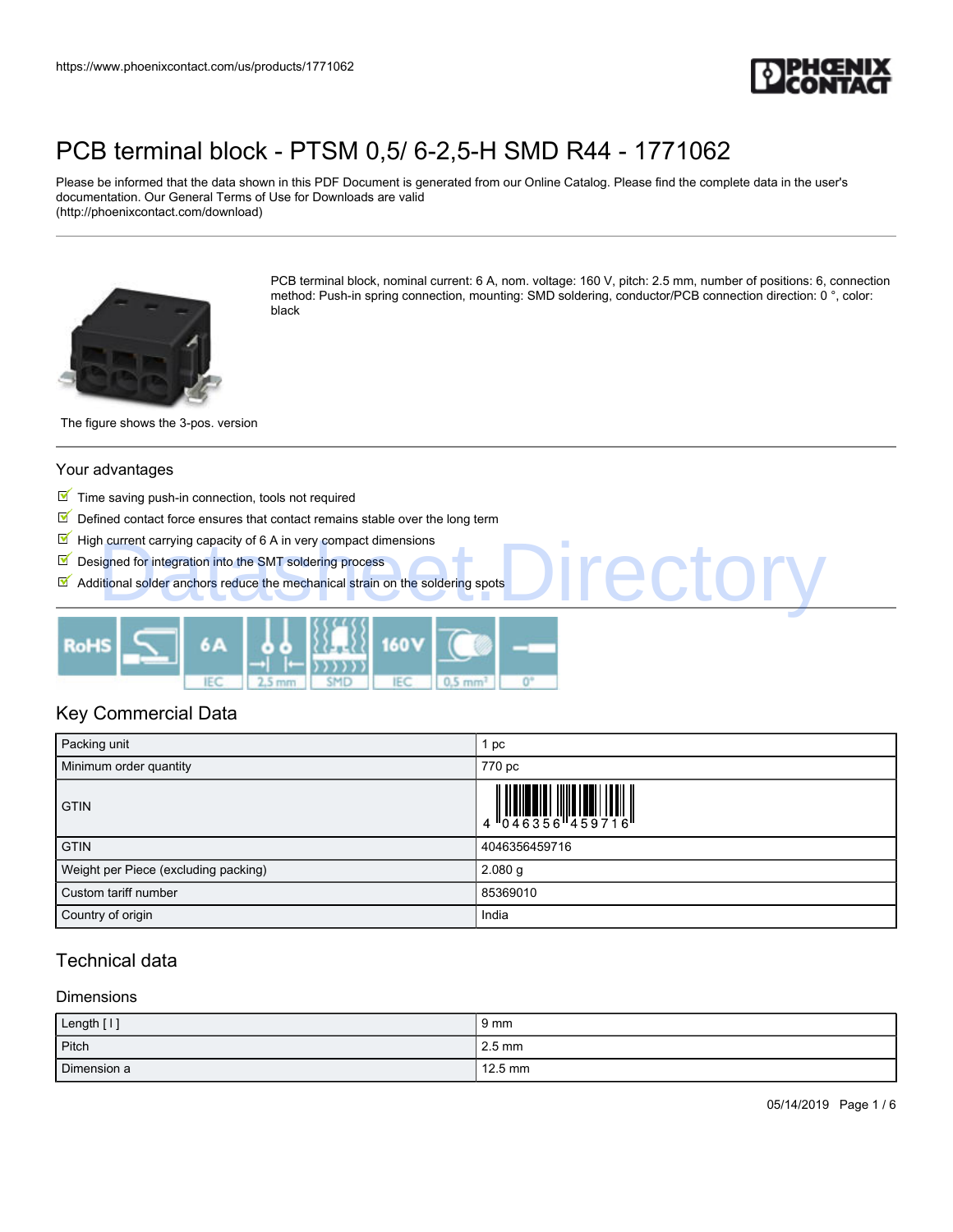https://www.phoenixcontact.com/us/products/1771062

# PCB terminal block - PTSM 0,5/ 6-2,5-H SMD R44 - 1771062

Please be informed that the data shown in this PDF Document is generated from our Online Catalog. Please find the complete data in the user's documentation. Our General Terms of Use for Downloads are valid (http://phoenixcontact.com/download)

PCB terminal block, nominal current: 6 A, nom. voltage: 160 V, pitch: 2.5 mm, number of positions: 6, connection method: Push-in spring connection, mounting: SMD soldering, conductor/PCB connection direction: 0 °, color: black

The figure shows the 3-pos. version

## Your advantages

- Time saving push-in connection, tools not required
- Defined contact force ensures that contact remains stable over the long term
- High current carrying capacity of 6 A in very compact dimensions
- Designed for integration into the SMT soldering process
- Additional solder anchors reduce the mechanical strain on the soldering spots

## Key Commercial Data

| | |
|---|---|
| Packing unit | 1 pc |
| Minimum order quantity | 770 pc |
| GTIN | 4 046356 459716 |
| GTIN | 4046356459716 |
| Weight per Piece (excluding packing) | 2.080 g |
| Custom tariff number | 85369010 |
| Country of origin | India |

## Technical data

### Dimensions

| | |
|---|---|
| Length [ l ] | 9 mm |
| Pitch | 2.5 mm |
| Dimension a | 12.5 mm |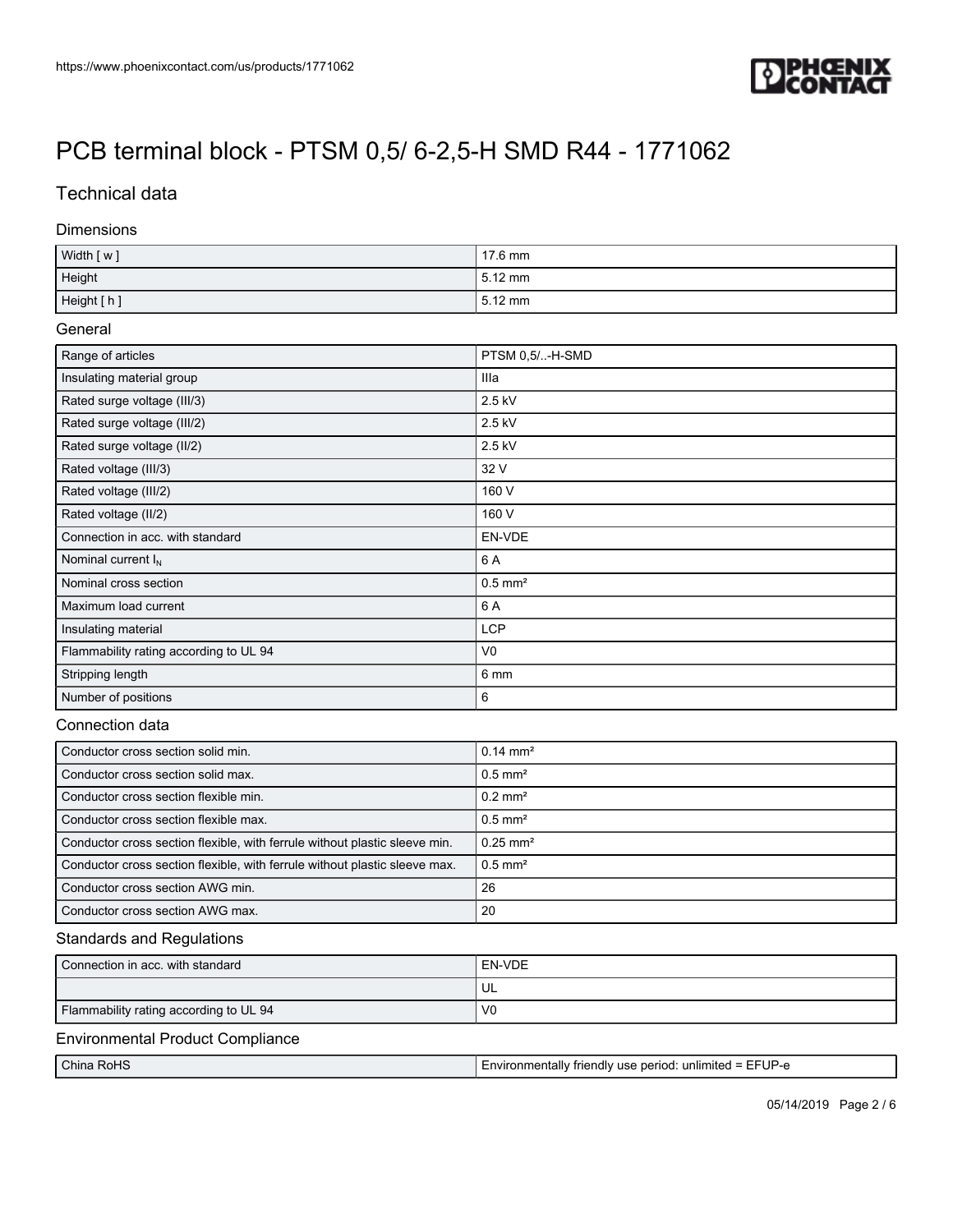# PCB terminal block - PTSM 0,5/ 6-2,5-H SMD R44 - 1771062

## Technical data

### Dimensions

| | |
|---|---|
| Width [ w ] | 17.6 mm |
| Height | 5.12 mm |
| Height [ h ] | 5.12 mm |

### General

| | |
|---|---|
| Range of articles | PTSM 0,5/..-H-SMD |
| Insulating material group | IIIa |
| Rated surge voltage (III/3) | 2.5 kV |
| Rated surge voltage (III/2) | 2.5 kV |
| Rated surge voltage (II/2) | 2.5 kV |
| Rated voltage (III/3) | 32 V |
| Rated voltage (III/2) | 160 V |
| Rated voltage (II/2) | 160 V |
| Connection in acc. with standard | EN-VDE |
| Nominal current $I_N$ | 6 A |
| Nominal cross section | 0.5 mm² |
| Maximum load current | 6 A |
| Insulating material | LCP |
| Flammability rating according to UL 94 | V0 |
| Stripping length | 6 mm |
| Number of positions | 6 |

### Connection data

| | |
|---|---|
| Conductor cross section solid min. | 0.14 mm² |
| Conductor cross section solid max. | 0.5 mm² |
| Conductor cross section flexible min. | 0.2 mm² |
| Conductor cross section flexible max. | 0.5 mm² |
| Conductor cross section flexible, with ferrule without plastic sleeve min. | 0.25 mm² |
| Conductor cross section flexible, with ferrule without plastic sleeve max. | 0.5 mm² |
| Conductor cross section AWG min. | 26 |
| Conductor cross section AWG max. | 20 |

### Standards and Regulations

| | |
|---|---|
| Connection in acc. with standard | EN-VDE |
| | UL |
| Flammability rating according to UL 94 | V0 |

### Environmental Product Compliance

| | |
|---|---|
| China RoHS | Environmentally friendly use period: unlimited = EFUP-e |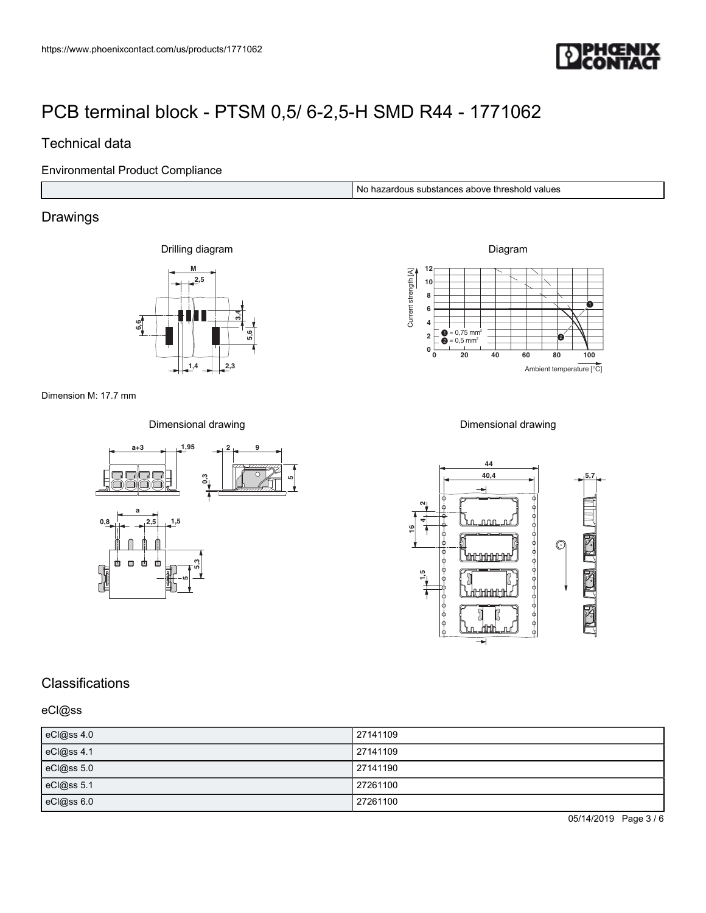# PCB terminal block - PTSM 0,5/ 6-2,5-H SMD R44 - 1771062

## Technical data

### Environmental Product Compliance

| | |
|---|---|
| | No hazardous substances above threshold values |

## Drawings

Drilling diagram

Diagram

Dimension M: 17.7 mm

Dimensional drawing

Dimensional drawing

## Classifications

### eCl@ss

| | |
|---|---|
| eCl@ss 4.0 | 27141109 |
| eCl@ss 4.1 | 27141109 |
| eCl@ss 5.0 | 27141190 |
| eCl@ss 5.1 | 27261100 |
| eCl@ss 6.0 | 27261100 |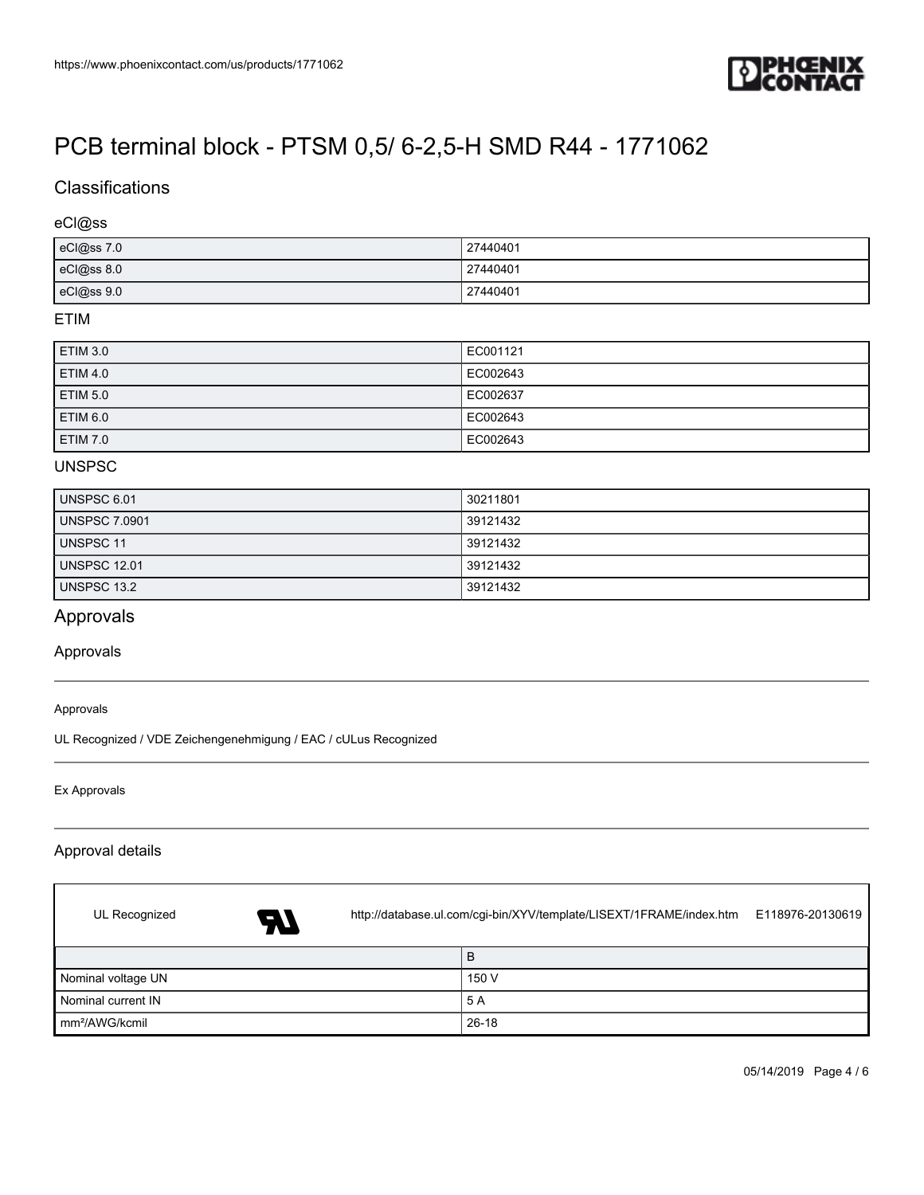# PCB terminal block - PTSM 0,5/ 6-2,5-H SMD R44 - 1771062

## Classifications

### eCl@ss

| | |
|---|---|
| eCl@ss 7.0 | 27440401 |
| eCl@ss 8.0 | 27440401 |
| eCl@ss 9.0 | 27440401 |

### ETIM

| | |
|---|---|
| ETIM 3.0 | EC001121 |
| ETIM 4.0 | EC002643 |
| ETIM 5.0 | EC002637 |
| ETIM 6.0 | EC002643 |
| ETIM 7.0 | EC002643 |

### UNSPSC

| | |
|---|---|
| UNSPSC 6.01 | 30211801 |
| UNSPSC 7.0901 | 39121432 |
| UNSPSC 11 | 39121432 |
| UNSPSC 12.01 | 39121432 |
| UNSPSC 13.2 | 39121432 |

## Approvals

### Approvals

Approvals

UL Recognized / VDE Zeichengenehmigung / EAC / cULus Recognized

Ex Approvals

### Approval details

UL Recognized http://database.ul.com/cgi-bin/XYV/template/LISEXT/1FRAME/index.htm E118976-20130619

| | B |
|---|---|
| Nominal voltage UN | 150 V |
| Nominal current IN | 5 A |
| mm²/AWG/kcmil | 26-18 |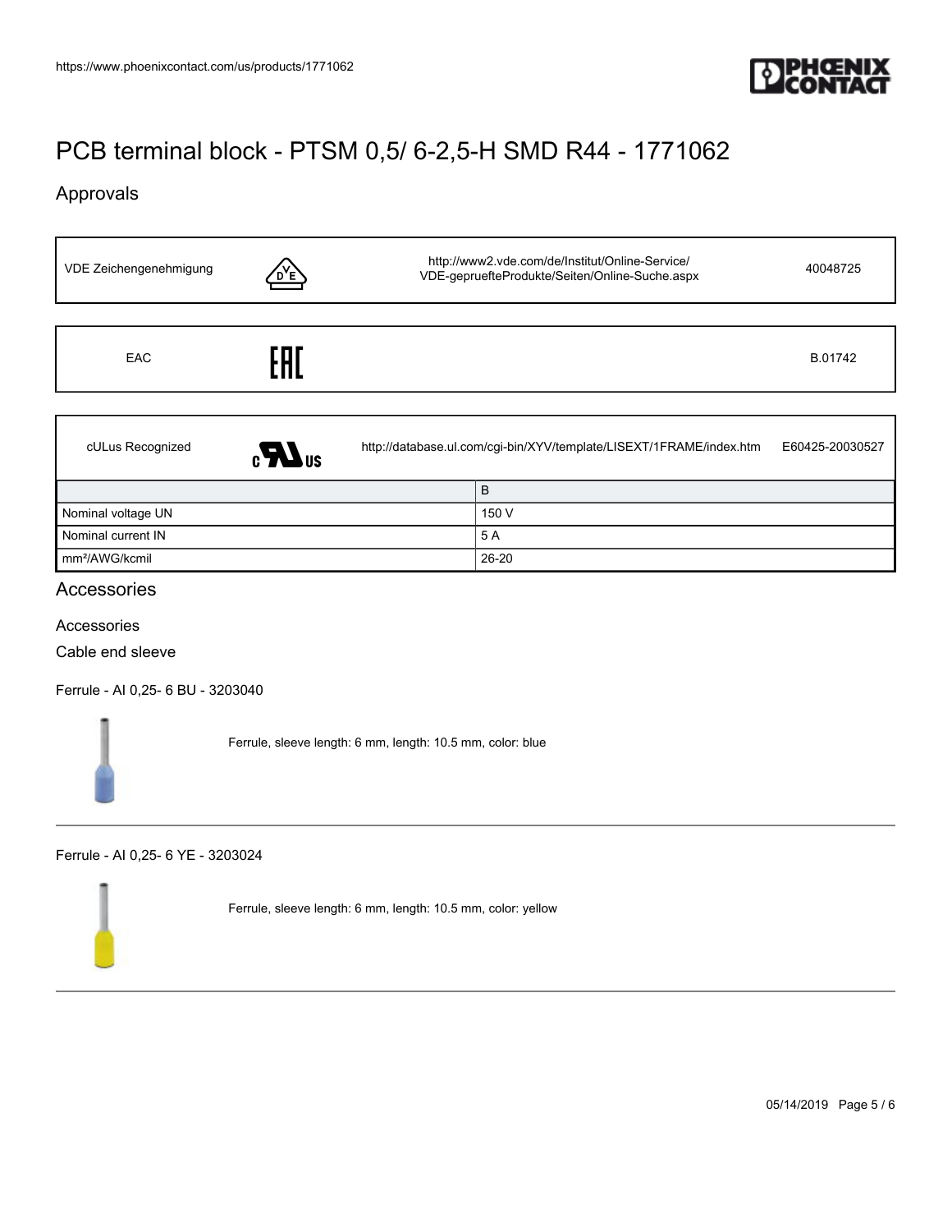# PCB terminal block - PTSM 0,5/ 6-2,5-H SMD R44 - 1771062

## Approvals

| VDE Zeichengenehmigung | | http://www2.vde.com/de/Institut/Online-Service/VDE-gepruefteProdukte/Seiten/Online-Suche.aspx | 40048725 |
|---|---|---|---|

| EAC | | | B.01742 |
|---|---|---|---|

| cULus Recognized | | http://database.ul.com/cgi-bin/XYV/template/LISEXT/1FRAME/index.htm | E60425-20030527 |
|---|---|---|---|

| | B |
|---|---|
| Nominal voltage UN | 150 V |
| Nominal current IN | 5 A |
| mm²/AWG/kcmil | 26-20 |

## Accessories

Accessories

Cable end sleeve

Ferrule - AI 0,25- 6 BU - 3203040

Ferrule, sleeve length: 6 mm, length: 10.5 mm, color: blue

Ferrule - AI 0,25- 6 YE - 3203024

Ferrule, sleeve length: 6 mm, length: 10.5 mm, color: yellow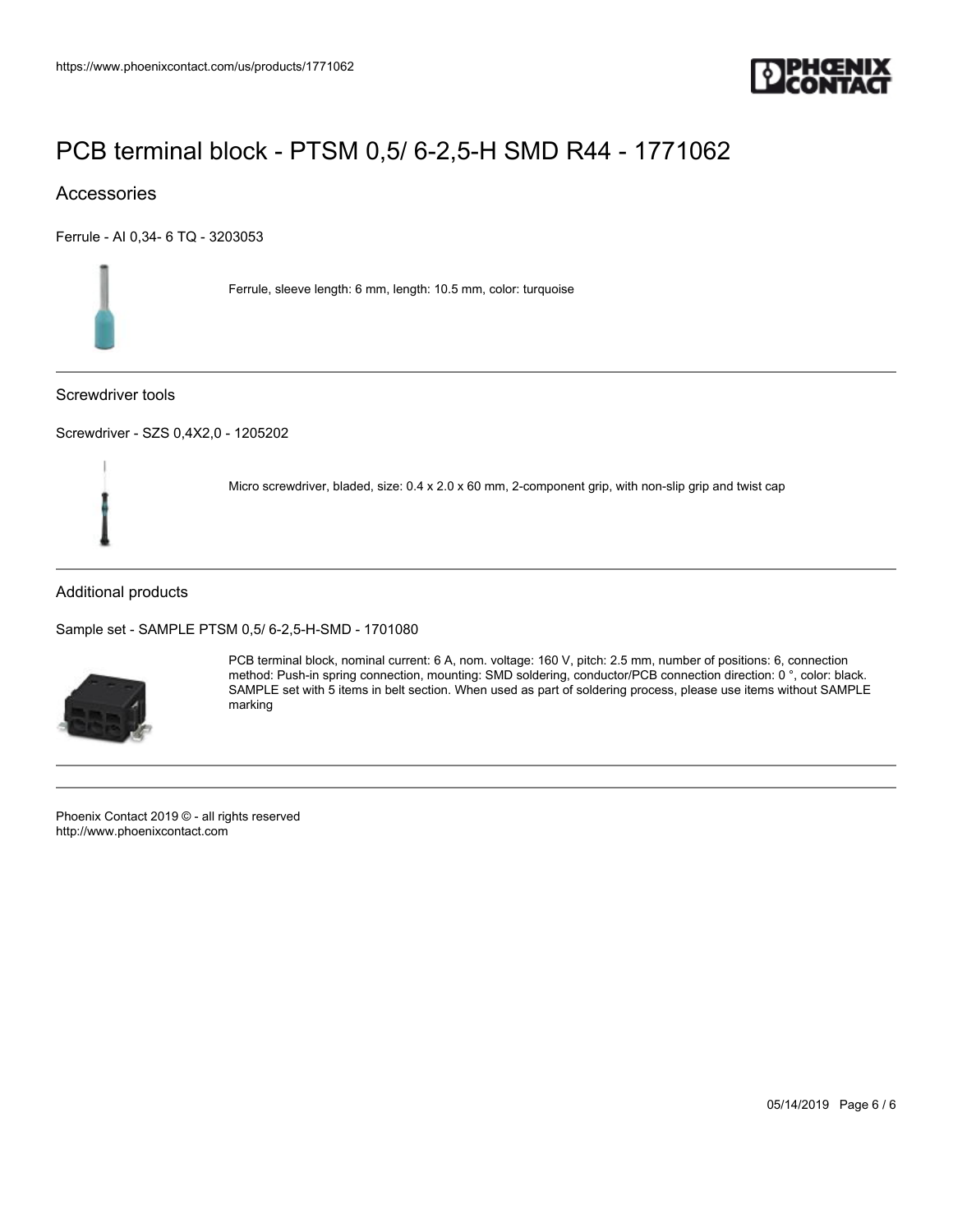# PCB terminal block - PTSM 0,5/ 6-2,5-H SMD R44 - 1771062

## Accessories

Ferrule - AI 0,34- 6 TQ - 3203053

Ferrule, sleeve length: 6 mm, length: 10.5 mm, color: turquoise

---

### Screwdriver tools

Screwdriver - SZS 0,4X2,0 - 1205202

Micro screwdriver, bladed, size: 0.4 x 2.0 x 60 mm, 2-component grip, with non-slip grip and twist cap

---

### Additional products

Sample set - SAMPLE PTSM 0,5/ 6-2,5-H-SMD - 1701080

PCB terminal block, nominal current: 6 A, nom. voltage: 160 V, pitch: 2.5 mm, number of positions: 6, connection method: Push-in spring connection, mounting: SMD soldering, conductor/PCB connection direction: 0 °, color: black. SAMPLE set with 5 items in belt section. When used as part of soldering process, please use items without SAMPLE marking

---

Phoenix Contact 2019 © - all rights reserved
http://www.phoenixcontact.com